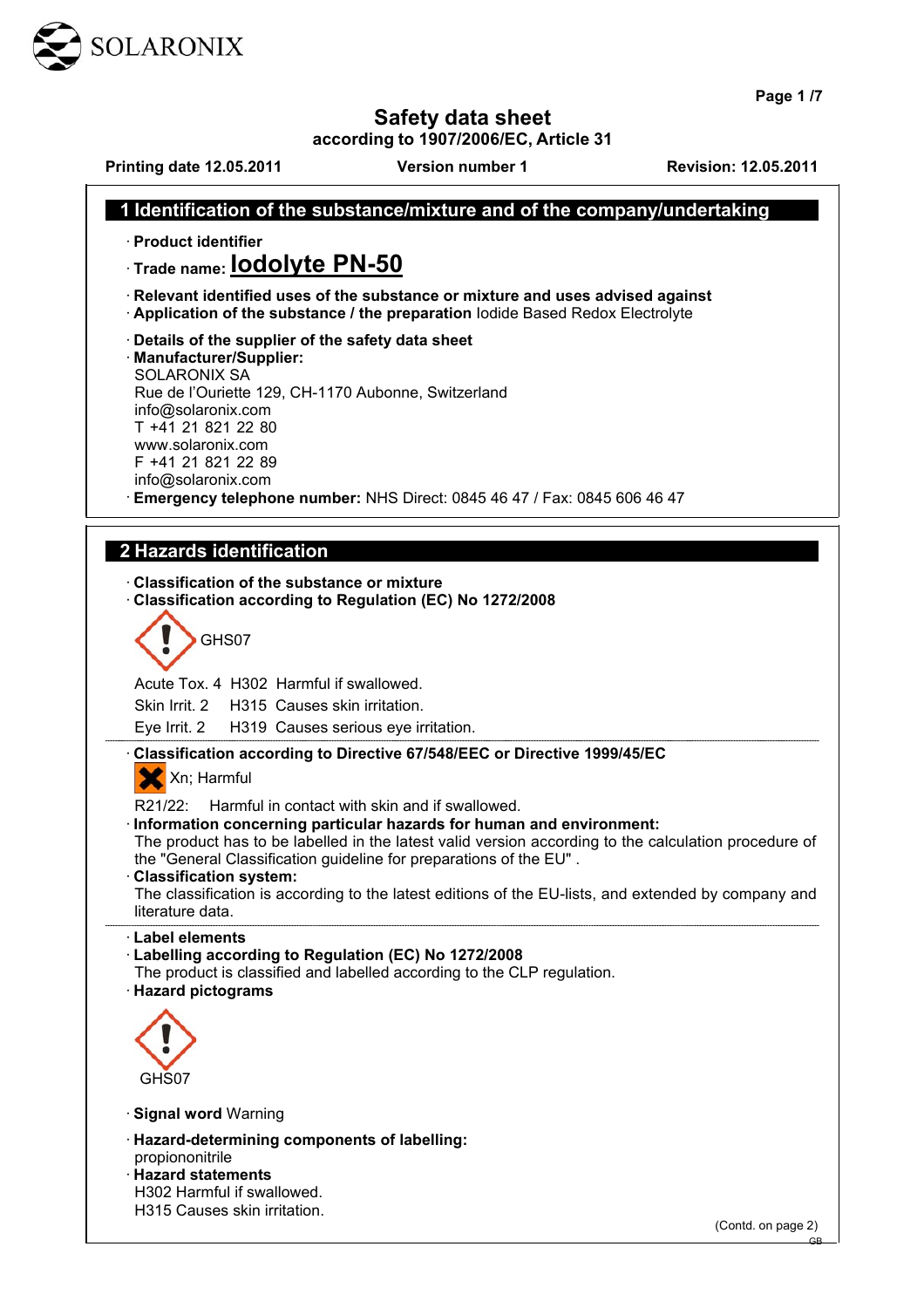SOLARONIX

# Safety data sheet

**according to 1907/2006/EC, Article 31**

**Printing date 12.05.2011** **Version number 1** **Revision: 12.05.2011**

## 1 Identification of the substance/mixture and of the company/undertaking

· **Product identifier**

· **Trade name: Iodolyte PN-50**

· **Relevant identified uses of the substance or mixture and uses advised against**

· **Application of the substance / the preparation** Iodide Based Redox Electrolyte

· **Details of the supplier of the safety data sheet**

· **Manufacturer/Supplier:**
SOLARONIX SA
Rue de l'Ouriette 129, CH-1170 Aubonne, Switzerland
info@solaronix.com
T +41 21 821 22 80
www.solaronix.com
F +41 21 821 22 89
info@solaronix.com

· **Emergency telephone number:** NHS Direct: 0845 46 47 / Fax: 0845 606 46 47

## 2 Hazards identification

· **Classification of the substance or mixture**

· **Classification according to Regulation (EC) No 1272/2008**

GHS07

Acute Tox. 4 H302 Harmful if swallowed.
Skin Irrit. 2 H315 Causes skin irritation.
Eye Irrit. 2 H319 Causes serious eye irritation.

· **Classification according to Directive 67/548/EEC or Directive 1999/45/EC**

Xn; Harmful

R21/22: Harmful in contact with skin and if swallowed.

· **Information concerning particular hazards for human and environment:**
The product has to be labelled in the latest valid version according to the calculation procedure of the "General Classification guideline for preparations of the EU" .

· **Classification system:**
The classification is according to the latest editions of the EU-lists, and extended by company and literature data.

· **Label elements**

· **Labelling according to Regulation (EC) No 1272/2008**
The product is classified and labelled according to the CLP regulation.

· **Hazard pictograms**

GHS07

· **Signal word** Warning

· **Hazard-determining components of labelling:**
propiononitrile

· **Hazard statements**
H302 Harmful if swallowed.
H315 Causes skin irritation.

(Contd. on page 2)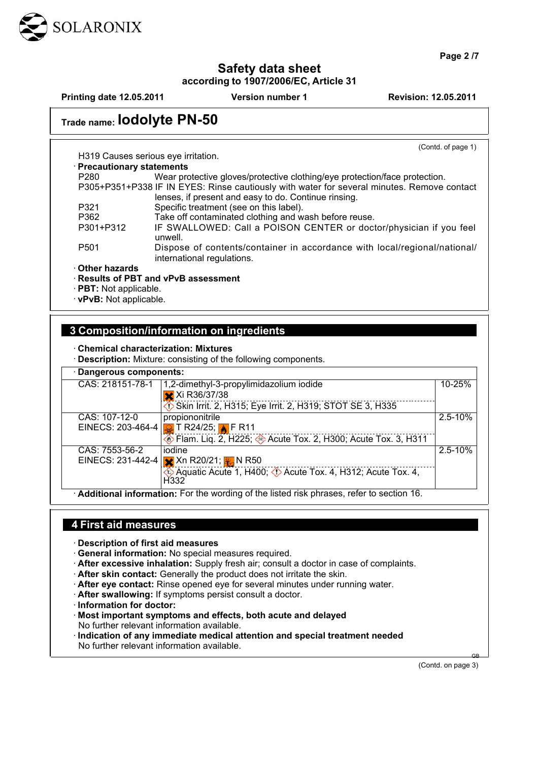# Safety data sheet
according to 1907/2006/EC, Article 31

**Printing date 12.05.2011** **Version number 1** **Revision: 12.05.2011**

## Trade name: Iodolyte PN-50

(Contd. of page 1)

H319 Causes serious eye irritation.

· **Precautionary statements**

| | |
|---|---|
| P280 | Wear protective gloves/protective clothing/eye protection/face protection. |
| P305+P351+P338 | IF IN EYES: Rinse cautiously with water for several minutes. Remove contact lenses, if present and easy to do. Continue rinsing. |
| P321 | Specific treatment (see on this label). |
| P362 | Take off contaminated clothing and wash before reuse. |
| P301+P312 | IF SWALLOWED: Call a POISON CENTER or doctor/physician if you feel unwell. |
| P501 | Dispose of contents/container in accordance with local/regional/national/international regulations. |

· **Other hazards**
· **Results of PBT and vPvB assessment**
· **PBT:** Not applicable.
· **vPvB:** Not applicable.

## 3 Composition/information on ingredients

· **Chemical characterization: Mixtures**
· **Description:** Mixture: consisting of the following components.

| · **Dangerous components:** | | |
|---|---|---|
| CAS: 218151-78-1 | 1,2-dimethyl-3-propylimidazolium iodide<br>Xi R36/37/38<br>Skin Irrit. 2, H315; Eye Irrit. 2, H319; STOT SE 3, H335 | 10-25% |
| CAS: 107-12-0<br>EINECS: 203-464-4 | propiononitrile<br>T R24/25; F R11<br>Flam. Liq. 2, H225; Acute Tox. 2, H300; Acute Tox. 3, H311 | 2.5-10% |
| CAS: 7553-56-2<br>EINECS: 231-442-4 | iodine<br>Xn R20/21; N R50<br>Aquatic Acute 1, H400; Acute Tox. 4, H312; Acute Tox. 4, H332 | 2.5-10% |

· **Additional information:** For the wording of the listed risk phrases, refer to section 16.

## 4 First aid measures

· **Description of first aid measures**
· **General information:** No special measures required.
· **After excessive inhalation:** Supply fresh air; consult a doctor in case of complaints.
· **After skin contact:** Generally the product does not irritate the skin.
· **After eye contact:** Rinse opened eye for several minutes under running water.
· **After swallowing:** If symptoms persist consult a doctor.
· **Information for doctor:**
· **Most important symptoms and effects, both acute and delayed**
No further relevant information available.
· **Indication of any immediate medical attention and special treatment needed**
No further relevant information available.

(Contd. on page 3)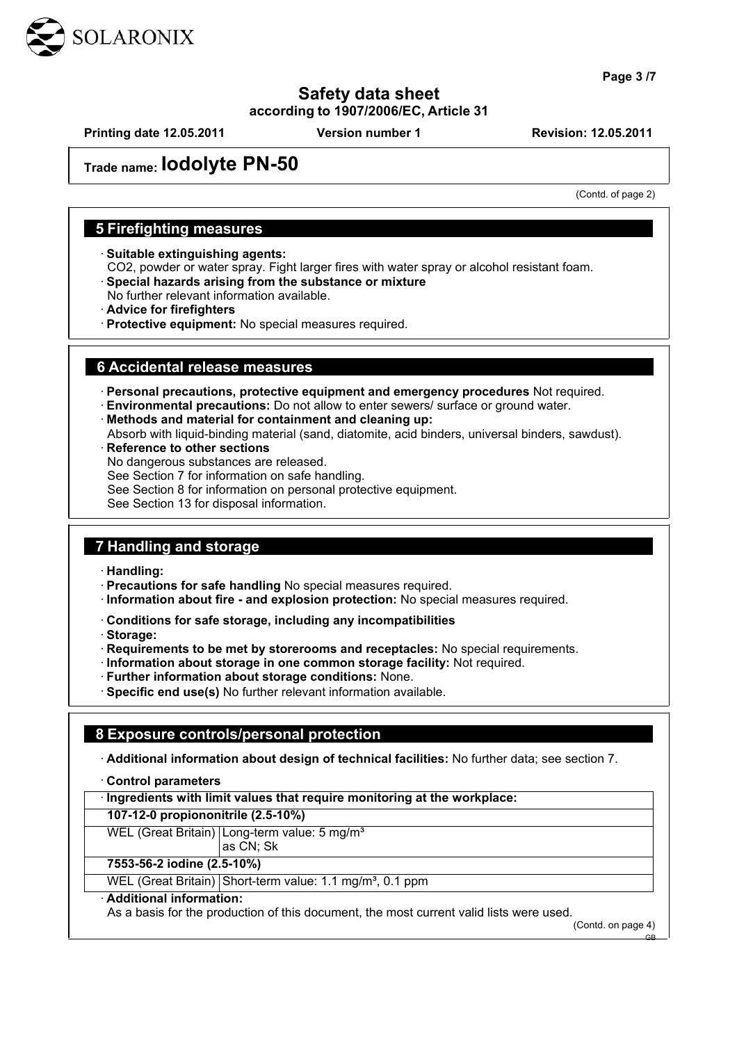**Trade name: Iodolyte PN-50**

(Contd. of page 2)

## 5 Firefighting measures

· **Suitable extinguishing agents:**
CO2, powder or water spray. Fight larger fires with water spray or alcohol resistant foam.
· **Special hazards arising from the substance or mixture**
No further relevant information available.
· **Advice for firefighters**
· **Protective equipment:** No special measures required.

## 6 Accidental release measures

· **Personal precautions, protective equipment and emergency procedures** Not required.
· **Environmental precautions:** Do not allow to enter sewers/ surface or ground water.
· **Methods and material for containment and cleaning up:**
Absorb with liquid-binding material (sand, diatomite, acid binders, universal binders, sawdust).
· **Reference to other sections**
No dangerous substances are released.
See Section 7 for information on safe handling.
See Section 8 for information on personal protective equipment.
See Section 13 for disposal information.

## 7 Handling and storage

· **Handling:**
· **Precautions for safe handling** No special measures required.
· **Information about fire - and explosion protection:** No special measures required.

· **Conditions for safe storage, including any incompatibilities**
· **Storage:**
· **Requirements to be met by storerooms and receptacles:** No special requirements.
· **Information about storage in one common storage facility:** Not required.
· **Further information about storage conditions:** None.
· **Specific end use(s)** No further relevant information available.

## 8 Exposure controls/personal protection

· **Additional information about design of technical facilities:** No further data; see section 7.

· **Control parameters**

| · **Ingredients with limit values that require monitoring at the workplace:** | |
|---|---|
| **107-12-0 propiononitrile (2.5-10%)** | |
| WEL (Great Britain) | Long-term value: 5 mg/m³<br>as CN; Sk |
| **7553-56-2 iodine (2.5-10%)** | |
| WEL (Great Britain) | Short-term value: 1.1 mg/m³, 0.1 ppm |

· **Additional information:**
As a basis for the production of this document, the most current valid lists were used.

(Contd. on page 4)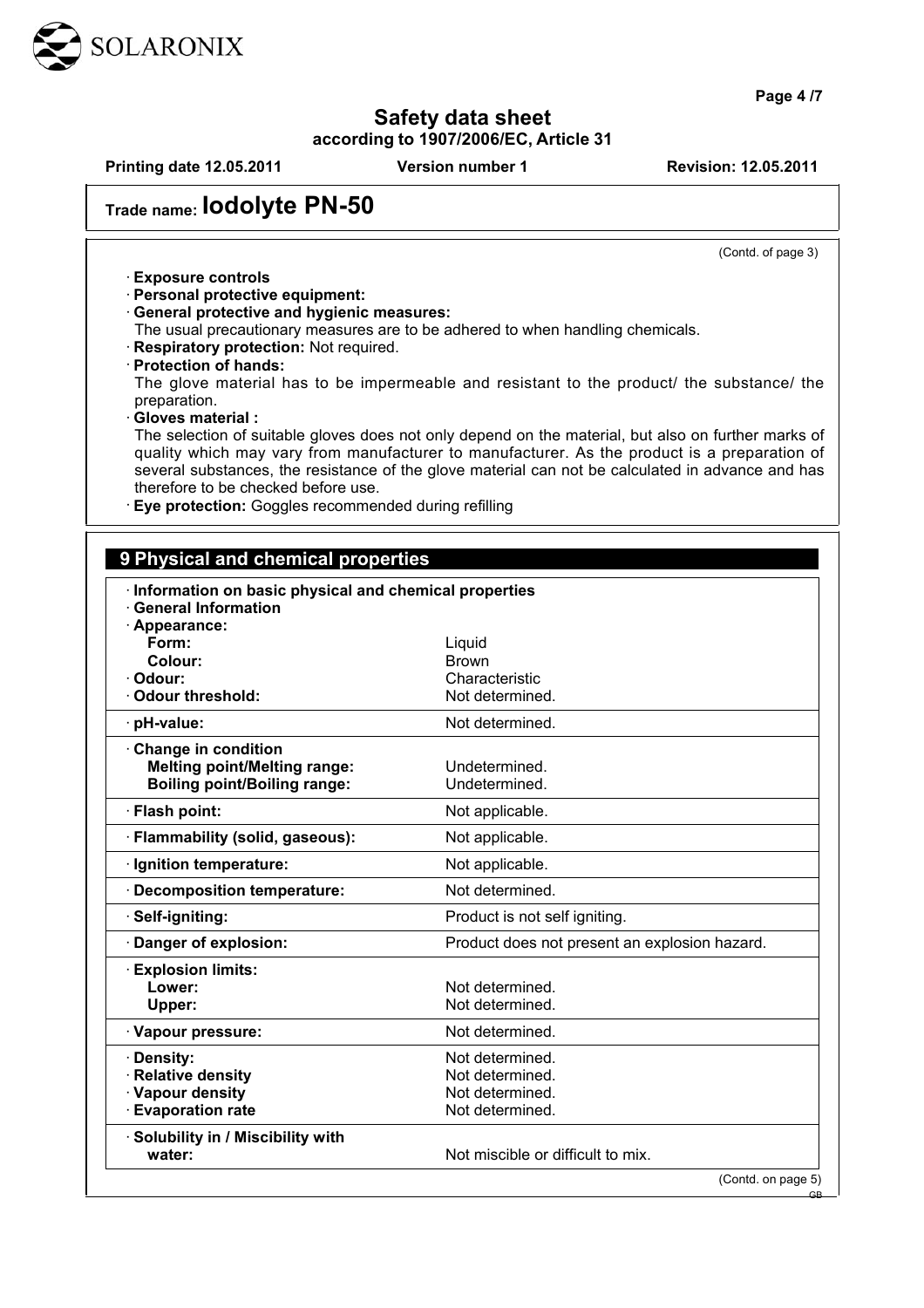## Trade name: Iodolyte PN-50

(Contd. of page 3)

· **Exposure controls**
· **Personal protective equipment:**
· **General protective and hygienic measures:**
The usual precautionary measures are to be adhered to when handling chemicals.
· **Respiratory protection:** Not required.
· **Protection of hands:**
The glove material has to be impermeable and resistant to the product/ the substance/ the preparation.
· **Gloves material :**
The selection of suitable gloves does not only depend on the material, but also on further marks of quality which may vary from manufacturer to manufacturer. As the product is a preparation of several substances, the resistance of the glove material can not be calculated in advance and has therefore to be checked before use.
· **Eye protection:** Goggles recommended during refilling

## 9 Physical and chemical properties

| | |
|---|---|
| · **Information on basic physical and chemical properties** | |
| · **General Information** | |
| · **Appearance:** | |
| **Form:** | Liquid |
| **Colour:** | Brown |
| · **Odour:** | Characteristic |
| · **Odour threshold:** | Not determined. |
| · **pH-value:** | Not determined. |
| · **Change in condition** | |
| **Melting point/Melting range:** | Undetermined. |
| **Boiling point/Boiling range:** | Undetermined. |
| · **Flash point:** | Not applicable. |
| · **Flammability (solid, gaseous):** | Not applicable. |
| · **Ignition temperature:** | Not applicable. |
| · **Decomposition temperature:** | Not determined. |
| · **Self-igniting:** | Product is not self igniting. |
| · **Danger of explosion:** | Product does not present an explosion hazard. |
| · **Explosion limits:** | |
| **Lower:** | Not determined. |
| **Upper:** | Not determined. |
| · **Vapour pressure:** | Not determined. |
| · **Density:** | Not determined. |
| · **Relative density** | Not determined. |
| · **Vapour density** | Not determined. |
| · **Evaporation rate** | Not determined. |
| · **Solubility in / Miscibility with** | |
| **water:** | Not miscible or difficult to mix. |

(Contd. on page 5)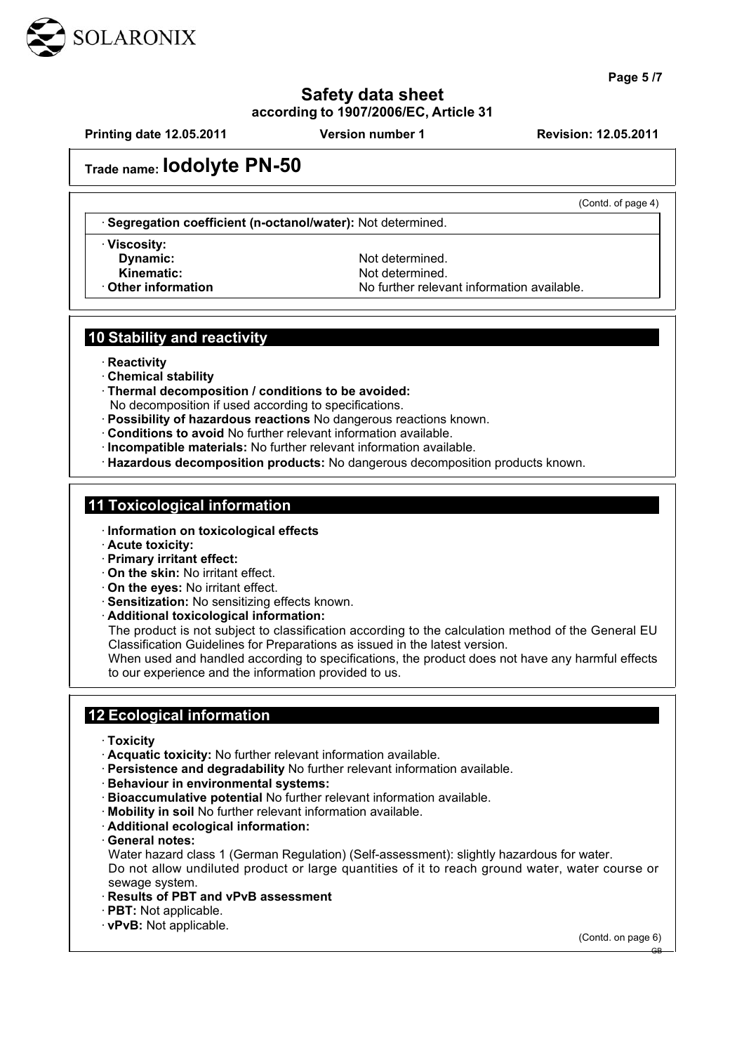# Trade name: Iodolyte PN-50

(Contd. of page 4)

· **Segregation coefficient (n-octanol/water):** Not determined.

· **Viscosity:**
  - **Dynamic:** Not determined.
  - **Kinematic:** Not determined.

· **Other information** No further relevant information available.

## 10 Stability and reactivity

· **Reactivity**
· **Chemical stability**
· **Thermal decomposition / conditions to be avoided:**
No decomposition if used according to specifications.
· **Possibility of hazardous reactions** No dangerous reactions known.
· **Conditions to avoid** No further relevant information available.
· **Incompatible materials:** No further relevant information available.
· **Hazardous decomposition products:** No dangerous decomposition products known.

## 11 Toxicological information

· **Information on toxicological effects**
· **Acute toxicity:**
· **Primary irritant effect:**
· **On the skin:** No irritant effect.
· **On the eyes:** No irritant effect.
· **Sensitization:** No sensitizing effects known.
· **Additional toxicological information:**
The product is not subject to classification according to the calculation method of the General EU Classification Guidelines for Preparations as issued in the latest version.
When used and handled according to specifications, the product does not have any harmful effects to our experience and the information provided to us.

## 12 Ecological information

· **Toxicity**
· **Acquatic toxicity:** No further relevant information available.
· **Persistence and degradability** No further relevant information available.
· **Behaviour in environmental systems:**
· **Bioaccumulative potential** No further relevant information available.
· **Mobility in soil** No further relevant information available.
· **Additional ecological information:**
· **General notes:**
Water hazard class 1 (German Regulation) (Self-assessment): slightly hazardous for water.
Do not allow undiluted product or large quantities of it to reach ground water, water course or sewage system.
· **Results of PBT and vPvB assessment**
· **PBT:** Not applicable.
· **vPvB:** Not applicable.

(Contd. on page 6)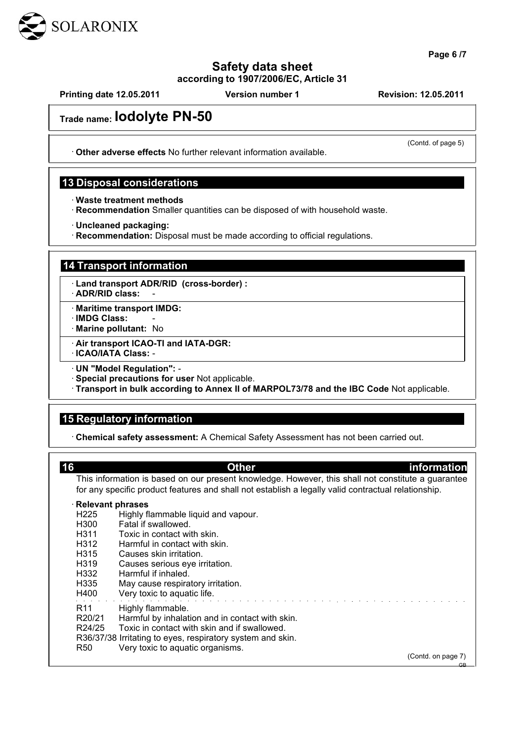(Contd. of page 5)

· **Other adverse effects** No further relevant information available.

## 13 Disposal considerations

· **Waste treatment methods**
· **Recommendation** Smaller quantities can be disposed of with household waste.

· **Uncleaned packaging:**
· **Recommendation:** Disposal must be made according to official regulations.

## 14 Transport information

· **Land transport ADR/RID (cross-border) :**
· **ADR/RID class:** -

· **Maritime transport IMDG:**
· **IMDG Class:** -
· **Marine pollutant:** No

· **Air transport ICAO-TI and IATA-DGR:**
· **ICAO/IATA Class:** -

· **UN "Model Regulation":** -
· **Special precautions for user** Not applicable.
· **Transport in bulk according to Annex II of MARPOL73/78 and the IBC Code** Not applicable.

## 15 Regulatory information

· **Chemical safety assessment:** A Chemical Safety Assessment has not been carried out.

## 16 Other information

This information is based on our present knowledge. However, this shall not constitute a guarantee for any specific product features and shall not establish a legally valid contractual relationship.

· **Relevant phrases**

H225 Highly flammable liquid and vapour.
H300 Fatal if swallowed.
H311 Toxic in contact with skin.
H312 Harmful in contact with skin.
H315 Causes skin irritation.
H319 Causes serious eye irritation.
H332 Harmful if inhaled.
H335 May cause respiratory irritation.
H400 Very toxic to aquatic life.

R11 Highly flammable.
R20/21 Harmful by inhalation and in contact with skin.
R24/25 Toxic in contact with skin and if swallowed.
R36/37/38 Irritating to eyes, respiratory system and skin.
R50 Very toxic to aquatic organisms.

(Contd. on page 7)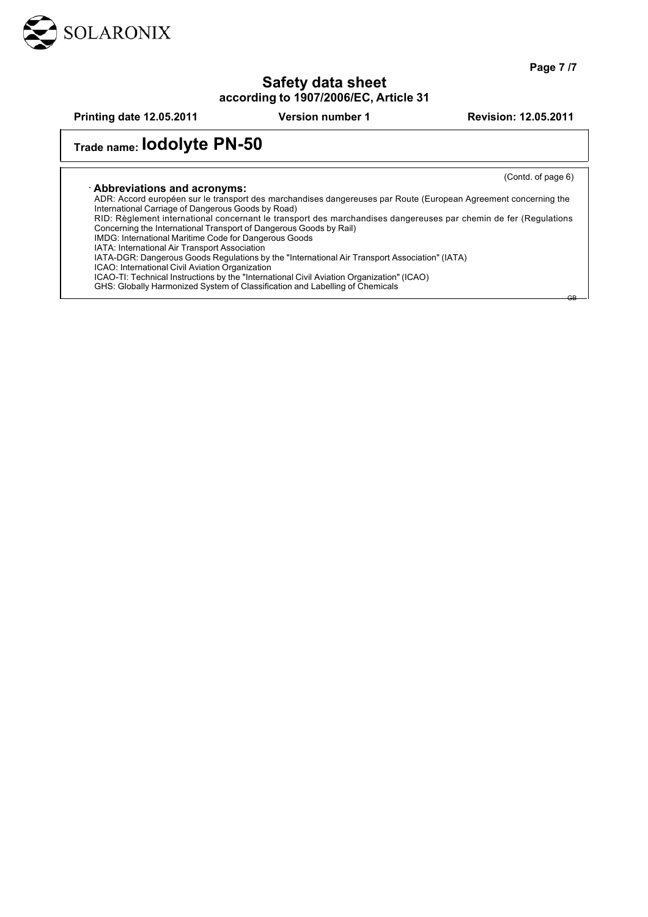(Contd. of page 6)

**· Abbreviations and acronyms:**

ADR: Accord européen sur le transport des marchandises dangereuses par Route (European Agreement concerning the International Carriage of Dangerous Goods by Road)
RID: Règlement international concernant le transport des marchandises dangereuses par chemin de fer (Regulations Concerning the International Transport of Dangerous Goods by Rail)
IMDG: International Maritime Code for Dangerous Goods
IATA: International Air Transport Association
IATA-DGR: Dangerous Goods Regulations by the "International Air Transport Association" (IATA)
ICAO: International Civil Aviation Organization
ICAO-TI: Technical Instructions by the "International Civil Aviation Organization" (ICAO)
GHS: Globally Harmonized System of Classification and Labelling of Chemicals

GB